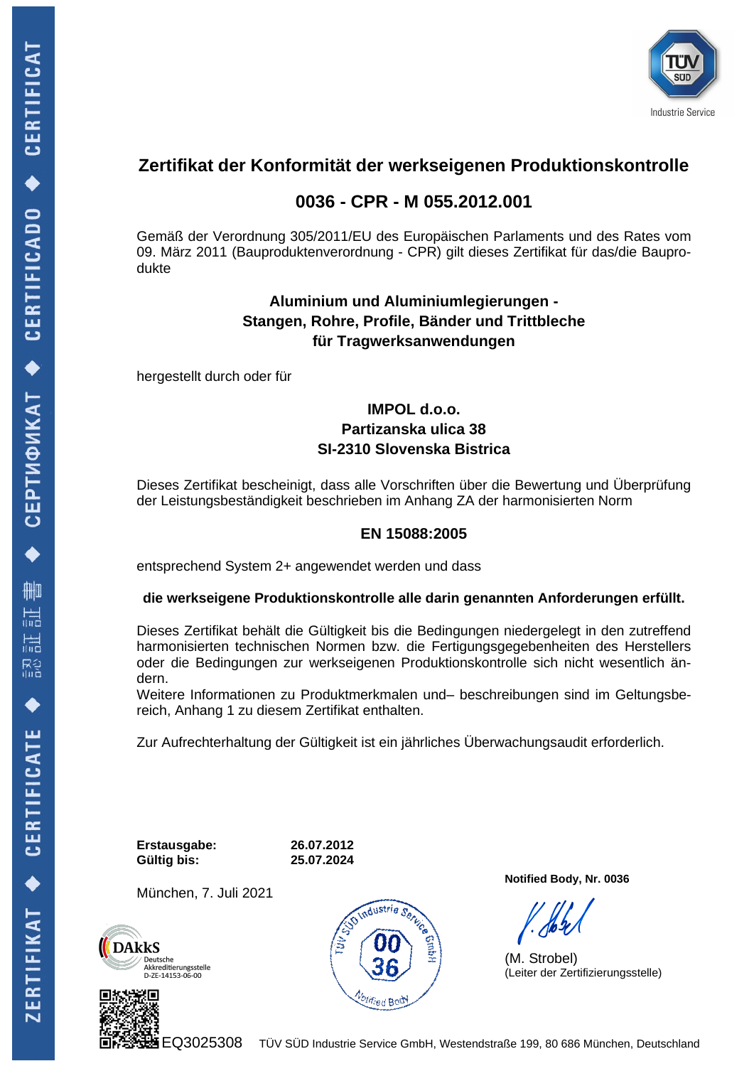# Zertifikat der Konformität der werkseigenen Produktionskontrolle

## 0036 - CPR - M 055.2012.001

Gemäß der Verordnung 305/2011/EU des Europäischen Parlaments und des Rates vom 09. März 2011 (Bauproduktenverordnung - CPR) gilt dieses Zertifikat für das/die Bauprodukte

**Aluminium und Aluminiumlegierungen -**
**Stangen, Rohre, Profile, Bänder und Trittbleche**
**für Tragwerksanwendungen**

hergestellt durch oder für

**IMPOL d.o.o.**
**Partizanska ulica 38**
**SI-2310 Slovenska Bistrica**

Dieses Zertifikat bescheinigt, dass alle Vorschriften über die Bewertung und Überprüfung der Leistungsbeständigkeit beschrieben im Anhang ZA der harmonisierten Norm

**EN 15088:2005**

entsprechend System 2+ angewendet werden und dass

**die werkseigene Produktionskontrolle alle darin genannten Anforderungen erfüllt.**

Dieses Zertifikat behält die Gültigkeit bis die Bedingungen niedergelegt in den zutreffend harmonisierten technischen Normen bzw. die Fertigungsgegebenheiten des Herstellers oder die Bedingungen zur werkseigenen Produktionskontrolle sich nicht wesentlich ändern.
Weitere Informationen zu Produktmerkmalen und– beschreibungen sind im Geltungsbereich, Anhang 1 zu diesem Zertifikat enthalten.

Zur Aufrechterhaltung der Gültigkeit ist ein jährliches Überwachungsaudit erforderlich.

**Erstausgabe:** **26.07.2012**
**Gültig bis:** **25.07.2024**

München, 7. Juli 2021

**Notified Body, Nr. 0036**

(M. Strobel)
(Leiter der Zertifizierungsstelle)

DAkkS Deutsche Akkreditierungsstelle D-ZE-14153-06-00

EQ3025308

TÜV SÜD Industrie Service GmbH, Westendstraße 199, 80 686 München, Deutschland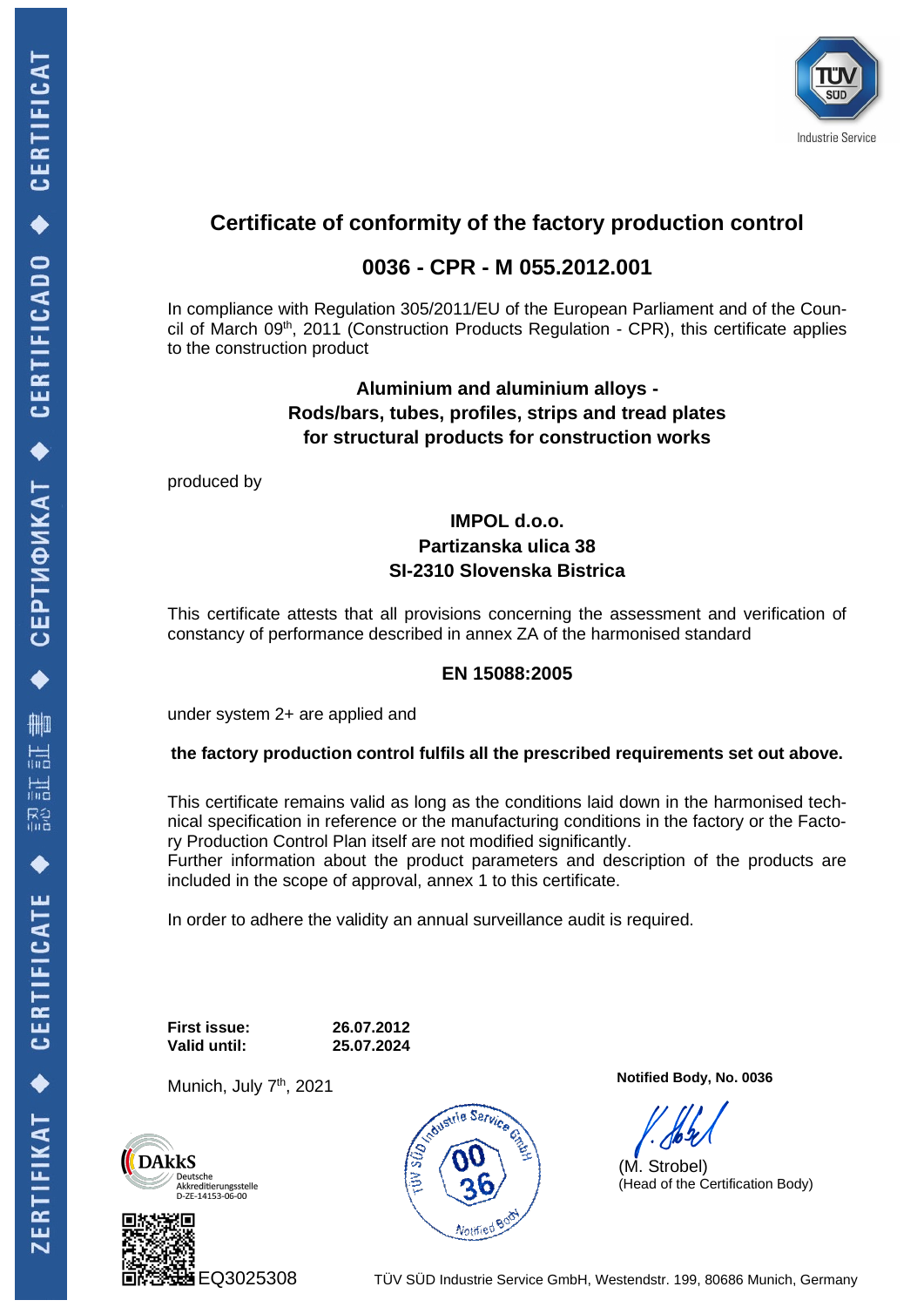# Certificate of conformity of the factory production control

## 0036 - CPR - M 055.2012.001

In compliance with Regulation 305/2011/EU of the European Parliament and of the Council of March 09th, 2011 (Construction Products Regulation - CPR), this certificate applies to the construction product

**Aluminium and aluminium alloys -**
**Rods/bars, tubes, profiles, strips and tread plates**
**for structural products for construction works**

produced by

**IMPOL d.o.o.**
**Partizanska ulica 38**
**SI-2310 Slovenska Bistrica**

This certificate attests that all provisions concerning the assessment and verification of constancy of performance described in annex ZA of the harmonised standard

**EN 15088:2005**

under system 2+ are applied and

**the factory production control fulfils all the prescribed requirements set out above.**

This certificate remains valid as long as the conditions laid down in the harmonised technical specification in reference or the manufacturing conditions in the factory or the Factory Production Control Plan itself are not modified significantly.
Further information about the product parameters and description of the products are included in the scope of approval, annex 1 to this certificate.

In order to adhere the validity an annual surveillance audit is required.

**First issue:** **26.07.2012**
**Valid until:** **25.07.2024**

Munich, July 7th, 2021

**Notified Body, No. 0036**

(M. Strobel)
(Head of the Certification Body)

DAkkS Deutsche Akkreditierungsstelle D-ZE-14153-06-00

EQ3025308

TÜV SÜD Industrie Service GmbH, Westendstr. 199, 80686 Munich, Germany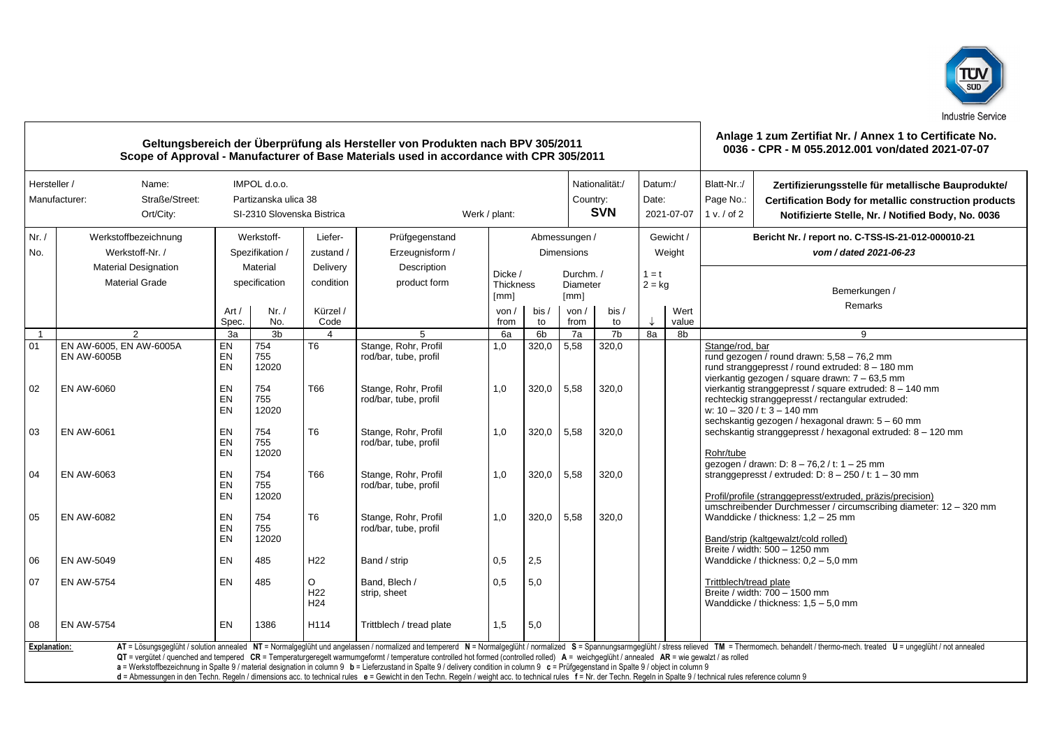TÜV SÜD Industrie Service

## Geltungsbereich der Überprüfung als Hersteller von Produkten nach BPV 305/2011
## Scope of Approval - Manufacturer of Base Materials used in accordance with CPR 305/2011

**Anlage 1 zum Zertifiat Nr. / Annex 1 to Certificate No. 0036 - CPR - M 055.2012.001 von/dated 2021-07-07**

| Hersteller / Manufacturer: | Name: | IMPOL d.o.o. | Nationalität:/ Country: | Datum:/ Date: | Blatt-Nr.:/ Page No.: | **Zertifizierungsstelle für metallische Bauprodukte/ Certification Body for metallic construction products Notifizierte Stelle, Nr. / Notified Body, No. 0036** |
|---|---|---|---|---|---|---|
| | Straße/Street: | Partizanska ulica 38 | | | | |
| | Ort/City: | SI-2310 Slovenska Bistrica — Werk / plant: | **SVN** | 2021-07-07 | 1 v. / of 2 | |

**Bericht Nr. / report no. C-TSS-IS-21-012-000010-21**
*vom / dated 2021-06-23*

| Nr. / No. | Werkstoffbezeichnung / Werkstoff-Nr. / Material Designation / Material Grade | Werkstoff-Spezifikation / Material specification Art / Spec. | Nr. / No. | Liefer-zustand / Delivery condition Kürzel / Code | Prüfgegenstand / Erzeugnisform / Description product form | Dicke / Thickness [mm] von / from | bis / to | Durchm. / Diameter [mm] von / from | bis / to | Gewicht / Weight 1 = t 2 = kg | Wert value | Bemerkungen / Remarks |
|---|---|---|---|---|---|---|---|---|---|---|---|---|
| 1 | 2 | 3a | 3b | 4 | 5 | 6a | 6b | 7a | 7b | 8a | 8b | 9 |
| 01 | EN AW-6005, EN AW-6005A EN AW-6005B | EN EN EN | 754 755 12020 | T6 | Stange, Rohr, Profil rod/bar, tube, profil | 1,0 | 320,0 | 5,58 | 320,0 | | | Stange/rod, bar<br>rund gezogen / round drawn: 5,58 – 76,2 mm<br>rund stranggepresst / round extruded: 8 – 180 mm<br>vierkantig gezogen / square drawn: 7 – 63,5 mm<br>vierkantig stranggepresst / square extruded: 8 – 140 mm<br>rechteckig stranggepresst / rectangular extruded: w: 10 – 320 / t: 3 – 140 mm<br>sechskantig gezogen / hexagonal drawn: 5 – 60 mm<br>sechskantig stranggepresst / hexagonal extruded: 8 – 120 mm |
| 02 | EN AW-6060 | EN EN EN | 754 755 12020 | T66 | Stange, Rohr, Profil rod/bar, tube, profil | 1,0 | 320,0 | 5,58 | 320,0 | | | |
| 03 | EN AW-6061 | EN EN EN | 754 755 12020 | T6 | Stange, Rohr, Profil rod/bar, tube, profil | 1,0 | 320,0 | 5,58 | 320,0 | | | Rohr/tube<br>gezogen / drawn: D: 8 – 76,2 / t: 1 – 25 mm<br>stranggepresst / extruded: D: 8 – 250 / t: 1 – 30 mm |
| 04 | EN AW-6063 | EN EN EN | 754 755 12020 | T66 | Stange, Rohr, Profil rod/bar, tube, profil | 1,0 | 320,0 | 5,58 | 320,0 | | | Profil/profile (stranggepresst/extruded, präzis/precision)<br>umschreibender Durchmesser / circumscribing diameter: 12 – 320 mm<br>Wanddicke / thickness: 1,2 – 25 mm |
| 05 | EN AW-6082 | EN EN EN | 754 755 12020 | T6 | Stange, Rohr, Profil rod/bar, tube, profil | 1,0 | 320,0 | 5,58 | 320,0 | | | Band/strip (kaltgewalzt/cold rolled)<br>Breite / width: 500 – 1250 mm<br>Wanddicke / thickness: 0,2 – 5,0 mm |
| 06 | EN AW-5049 | EN | 485 | H22 | Band / strip | 0,5 | 2,5 | | | | | |
| 07 | EN AW-5754 | EN | 485 | O H22 H24 | Band, Blech / strip, sheet | 0,5 | 5,0 | | | | | Trittblech/tread plate<br>Breite / width: 700 – 1500 mm<br>Wanddicke / thickness: 1,5 – 5,0 mm |
| 08 | EN AW-5754 | EN | 1386 | H114 | Trittblech / tread plate | 1,5 | 5,0 | | | | | |

**Explanation:** **AT** = Lösungsgeglüht / solution annealed **NT** = Normalgeglüht und angelassen / normalized and tempererd **N** = Normalgeglüht / normalized **S** = Spannungsarmgeglüht / stress relieved **TM** = Thermomech. behandelt / thermo-mech. treated **U** = ungeglüht / not annealed **QT** = vergütet / quenched and tempered **CR** = Temperaturgeregelt warmumgeformt / temperature controlled hot formed (controlled rolled) **A** = weichgeglüht / annealed **AR** = wie gewalzt / as rolled
**a** = Werkstoffbezeichnung in Spalte 9 / material designation in column 9 **b** = Lieferzustand in Spalte 9 / delivery condition in column 9 **c** = Prüfgegenstand in Spalte 9 / object in column 9
**d** = Abmessungen in den Techn. Regeln / dimensions acc. to technical rules **e** = Gewicht in den Techn. Regeln / weight acc. to technical rules **f** = Nr. der Techn. Regeln in Spalte 9 / technical rules reference column 9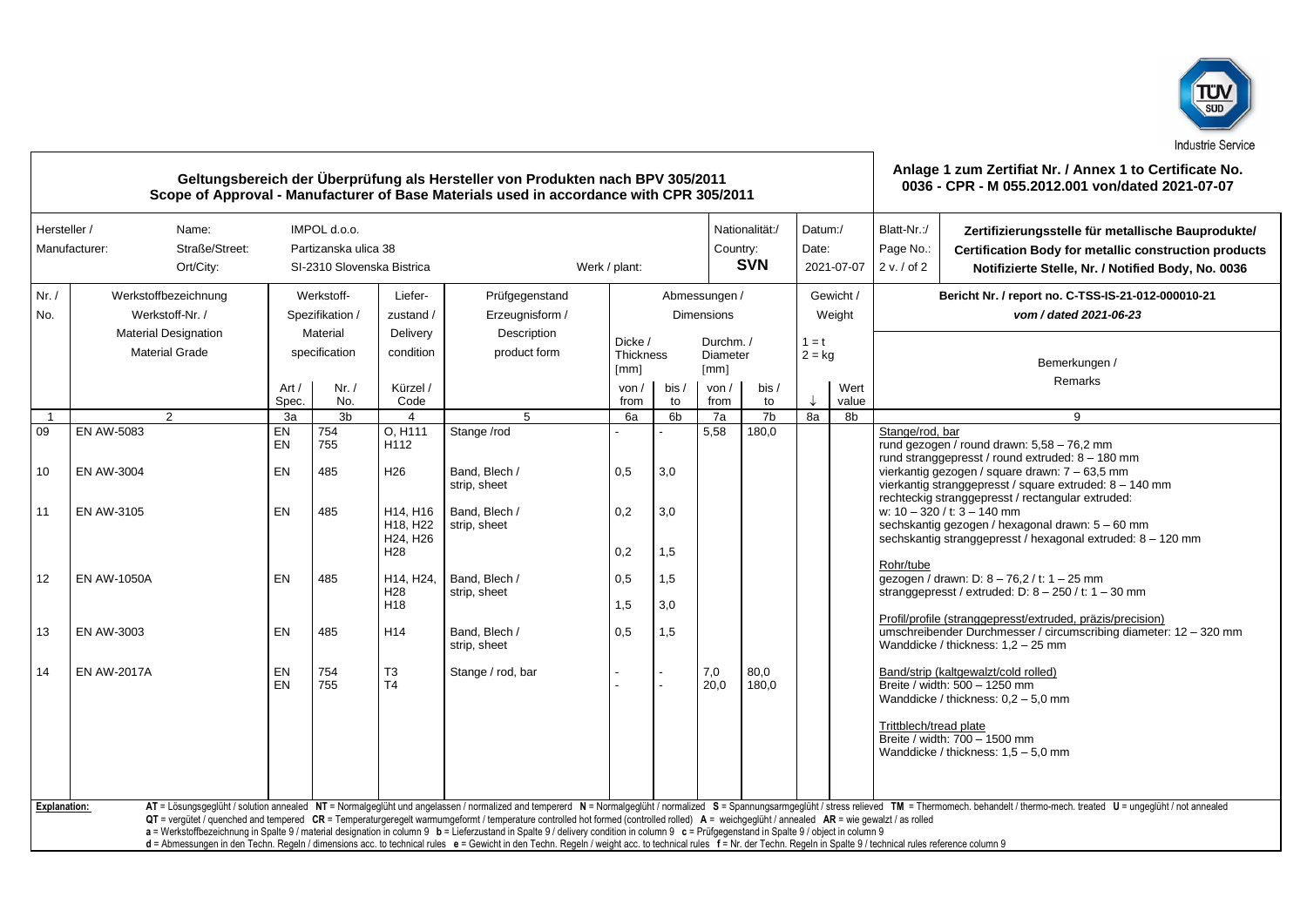Industrie Service

**Geltungsbereich der Überprüfung als Hersteller von Produkten nach BPV 305/2011**
**Scope of Approval - Manufacturer of Base Materials used in accordance with CPR 305/2011**

**Anlage 1 zum Zertifiat Nr. / Annex 1 to Certificate No. 0036 - CPR - M 055.2012.001 von/dated 2021-07-07**

Hersteller / Manufacturer: Name: IMPOL d.o.o. — Straße/Street: Partizanska ulica 38 — Ort/City: SI-2310 Slovenska Bistrica — Werk / plant:

Nationalität:/ Country: **SVN** — Datum:/ Date: 2021-07-07 — Blatt-Nr.:/ Page No.: 2 v. / of 2

**Zertifizierungsstelle für metallische Bauprodukte/ Certification Body for metallic construction products Notifizierte Stelle, Nr. / Notified Body, No. 0036**

**Bericht Nr. / report no. C-TSS-IS-21-012-000010-21** *vom / dated 2021-06-23*

| Nr. / No. | Werkstoffbezeichnung / Werkstoff-Nr. / Material Designation / Material Grade | Werkstoff-Spezifikation / Material specification Art / Spec. | Nr. / No. | Liefer-zustand / Delivery condition Kürzel / Code | Prüfgegenstand / Erzeugnisform / Description product form | Abmessungen / Dimensions: Dicke / Thickness [mm] von / from | bis / to | Durchm. / Diameter [mm] von / from | bis / to | Gewicht / Weight 1 = t 2 = kg ↓ | Wert value | Bemerkungen / Remarks |
|---|---|---|---|---|---|---|---|---|---|---|---|---|
| 1 | 2 | 3a | 3b | 4 | 5 | 6a | 6b | 7a | 7b | 8a | 8b | 9 |
| 09 | EN AW-5083 | EN EN | 754 755 | O, H111 H112 | Stange /rod | - | - | 5,58 | 180,0 | | | Stange/rod, bar: rund gezogen / round drawn: 5,58 – 76,2 mm; rund stranggepresst / round extruded: 8 – 180 mm; vierkantig gezogen / square drawn: 7 – 63,5 mm; vierkantig stranggepresst / square extruded: 8 – 140 mm; rechteckig stranggepresst / rectangular extruded: w: 10 – 320 / t: 3 – 140 mm; sechskantig gezogen / hexagonal drawn: 5 – 60 mm; sechskantig stranggepresst / hexagonal extruded: 8 – 120 mm |
| 10 | EN AW-3004 | EN | 485 | H26 | Band, Blech / strip, sheet | 0,5 | 3,0 | | | | | |
| 11 | EN AW-3105 | EN | 485 | H14, H16 H18, H22 H24, H26 | Band, Blech / strip, sheet | 0,2 | 3,0 | | | | | |
| | | | | H28 | | 0,2 | 1,5 | | | | | Rohr/tube: gezogen / drawn: D: 8 – 76,2 / t: 1 – 25 mm; stranggepresst / extruded: D: 8 – 250 / t: 1 – 30 mm |
| 12 | EN AW-1050A | EN | 485 | H14, H24, H28 | Band, Blech / strip, sheet | 0,5 | 1,5 | | | | | |
| | | | | H18 | | 1,5 | 3,0 | | | | | Profil/profile (stranggepresst/extruded, präzis/precision): umschreibender Durchmesser / circumscribing diameter: 12 – 320 mm; Wanddicke / thickness: 1,2 – 25 mm |
| 13 | EN AW-3003 | EN | 485 | H14 | Band, Blech / strip, sheet | 0,5 | 1,5 | | | | | |
| 14 | EN AW-2017A | EN EN | 754 755 | T3 T4 | Stange / rod, bar | - - | - - | 7,0 20,0 | 80,0 180,0 | | | Band/strip (kaltgewalzt/cold rolled): Breite / width: 500 – 1250 mm; Wanddicke / thickness: 0,2 – 5,0 mm. Trittblech/tread plate: Breite / width: 700 – 1500 mm; Wanddicke / thickness: 1,5 – 5,0 mm |

**Explanation:** **AT** = Lösungsgeglüht / solution annealed **NT** = Normalgeglüht und angelassen / normalized and tempererd **N** = Normalgeglüht / normalized **S** = Spannungsarmgeglüht / stress relieved **TM** = Thermomech. behandelt / thermo-mech. treated **U** = ungeglüht / not annealed
**QT** = vergütet / quenched and tempered **CR** = Temperaturgeregelt warmumgeformt / temperature controlled hot formed (controlled rolled) **A** = weichgeglüht / annealed **AR** = wie gewalzt / as rolled
**a** = Werkstoffbezeichnung in Spalte 9 / material designation in column 9 **b** = Lieferzustand in Spalte 9 / delivery condition in column 9 **c** = Prüfgegenstand in Spalte 9 / object in column 9
**d** = Abmessungen in den Techn. Regeln / dimensions acc. to technical rules **e** = Gewicht in den Techn. Regeln / weight acc. to technical rules **f** = Nr. der Techn. Regeln in Spalte 9 / technical rules reference column 9